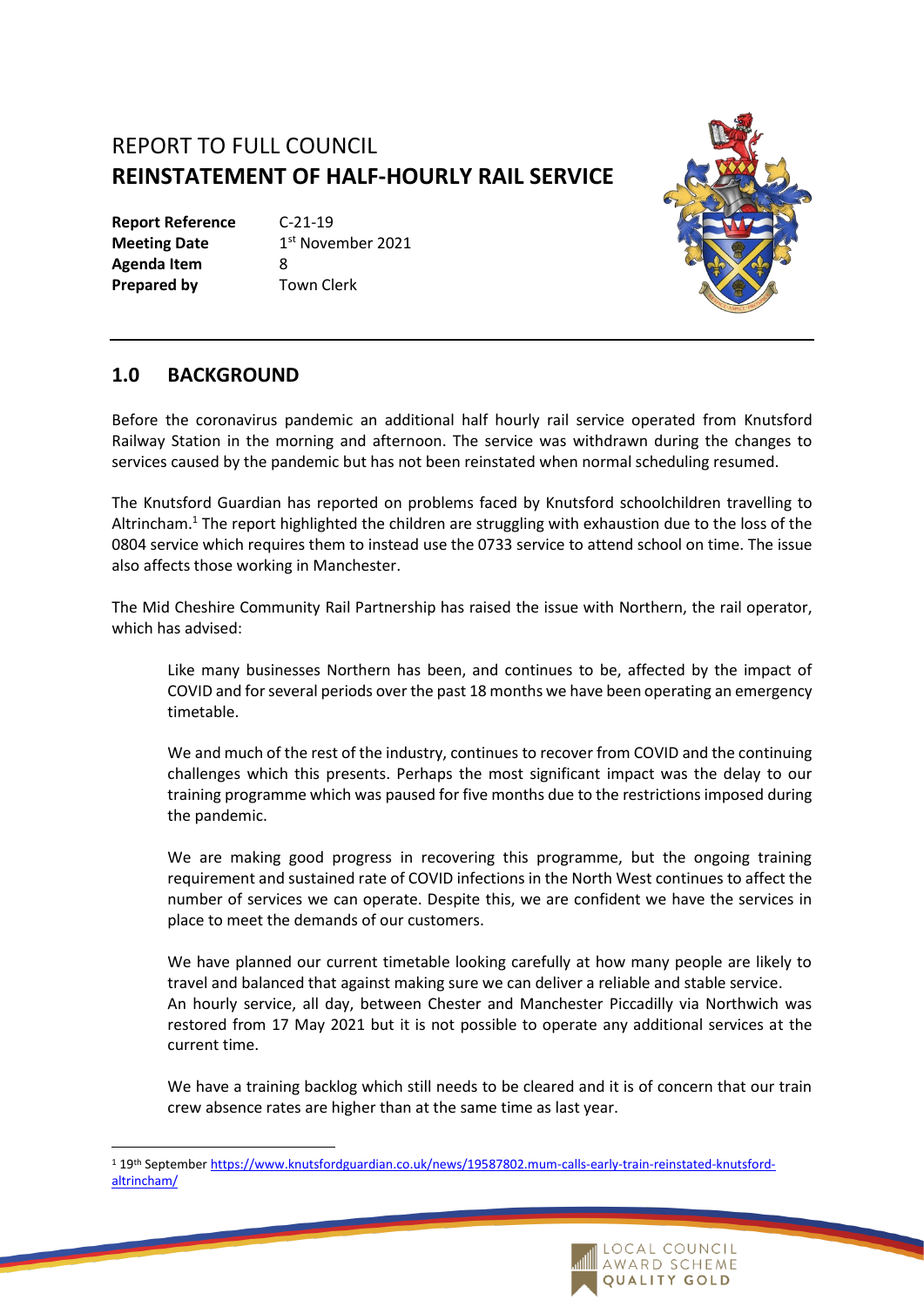# REPORT TO FULL COUNCIL
# REINSTATEMENT OF HALF-HOURLY RAIL SERVICE

**Report Reference** C-21-19
**Meeting Date** 1st November 2021
**Agenda Item** 8
**Prepared by** Town Clerk

## 1.0 BACKGROUND

Before the coronavirus pandemic an additional half hourly rail service operated from Knutsford Railway Station in the morning and afternoon. The service was withdrawn during the changes to services caused by the pandemic but has not been reinstated when normal scheduling resumed.

The Knutsford Guardian has reported on problems faced by Knutsford schoolchildren travelling to Altrincham.[1] The report highlighted the children are struggling with exhaustion due to the loss of the 0804 service which requires them to instead use the 0733 service to attend school on time. The issue also affects those working in Manchester.

The Mid Cheshire Community Rail Partnership has raised the issue with Northern, the rail operator, which has advised:

> Like many businesses Northern has been, and continues to be, affected by the impact of COVID and for several periods over the past 18 months we have been operating an emergency timetable.
>
> We and much of the rest of the industry, continues to recover from COVID and the continuing challenges which this presents. Perhaps the most significant impact was the delay to our training programme which was paused for five months due to the restrictions imposed during the pandemic.
>
> We are making good progress in recovering this programme, but the ongoing training requirement and sustained rate of COVID infections in the North West continues to affect the number of services we can operate. Despite this, we are confident we have the services in place to meet the demands of our customers.
>
> We have planned our current timetable looking carefully at how many people are likely to travel and balanced that against making sure we can deliver a reliable and stable service. An hourly service, all day, between Chester and Manchester Piccadilly via Northwich was restored from 17 May 2021 but it is not possible to operate any additional services at the current time.
>
> We have a training backlog which still needs to be cleared and it is of concern that our train crew absence rates are higher than at the same time as last year.

[1] 19th September https://www.knutsfordguardian.co.uk/news/19587802.mum-calls-early-train-reinstated-knutsford-altrincham/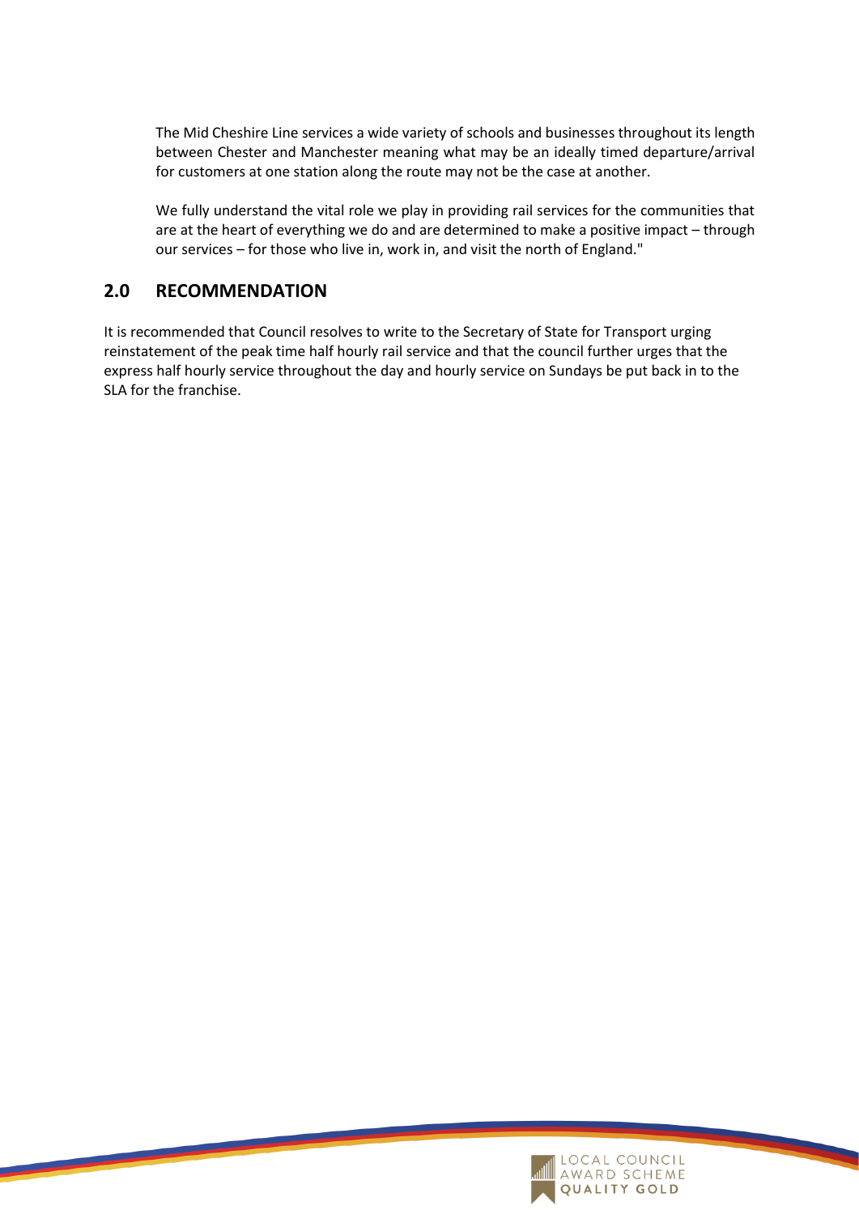The Mid Cheshire Line services a wide variety of schools and businesses throughout its length between Chester and Manchester meaning what may be an ideally timed departure/arrival for customers at one station along the route may not be the case at another.

We fully understand the vital role we play in providing rail services for the communities that are at the heart of everything we do and are determined to make a positive impact – through our services – for those who live in, work in, and visit the north of England."

## 2.0 RECOMMENDATION

It is recommended that Council resolves to write to the Secretary of State for Transport urging reinstatement of the peak time half hourly rail service and that the council further urges that the express half hourly service throughout the day and hourly service on Sundays be put back in to the SLA for the franchise.